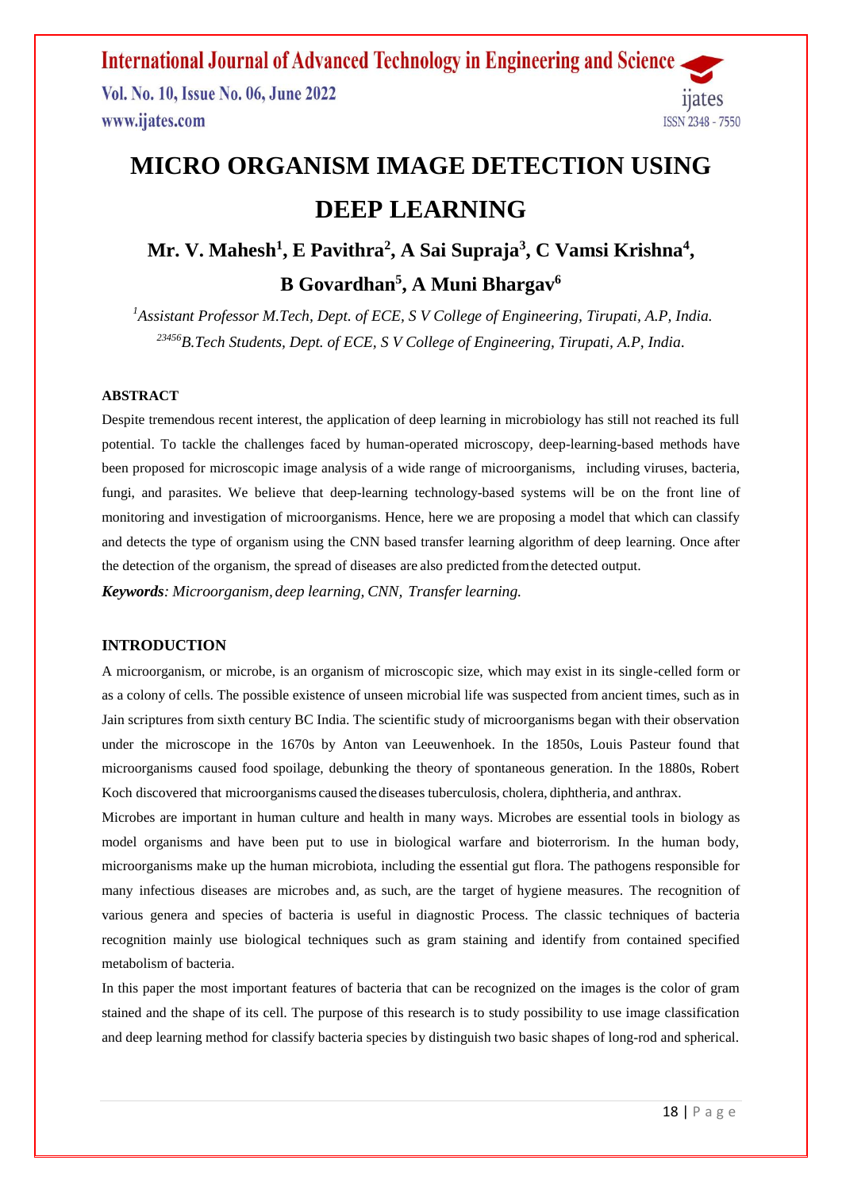# MICRO ORGANISM IMAGE DETECTION USING DEEP LEARNING

**Mr. V. Mahesh[1], E Pavithra[2], A Sai Supraja[3], C Vamsi Krishna[4], B Govardhan[5], A Muni Bhargav[6]**

*[1]Assistant Professor M.Tech, Dept. of ECE, S V College of Engineering, Tirupati, A.P, India.*
*[23456]B.Tech Students, Dept. of ECE, S V College of Engineering, Tirupati, A.P, India.*

## ABSTRACT

Despite tremendous recent interest, the application of deep learning in microbiology has still not reached its full potential. To tackle the challenges faced by human-operated microscopy, deep-learning-based methods have been proposed for microscopic image analysis of a wide range of microorganisms, including viruses, bacteria, fungi, and parasites. We believe that deep-learning technology-based systems will be on the front line of monitoring and investigation of microorganisms. Hence, here we are proposing a model that which can classify and detects the type of organism using the CNN based transfer learning algorithm of deep learning. Once after the detection of the organism, the spread of diseases are also predicted from the detected output.

***Keywords**: Microorganism, deep learning, CNN, Transfer learning.*

## INTRODUCTION

A microorganism, or microbe, is an organism of microscopic size, which may exist in its single-celled form or as a colony of cells. The possible existence of unseen microbial life was suspected from ancient times, such as in Jain scriptures from sixth century BC India. The scientific study of microorganisms began with their observation under the microscope in the 1670s by Anton van Leeuwenhoek. In the 1850s, Louis Pasteur found that microorganisms caused food spoilage, debunking the theory of spontaneous generation. In the 1880s, Robert Koch discovered that microorganisms caused the diseases tuberculosis, cholera, diphtheria, and anthrax.

Microbes are important in human culture and health in many ways. Microbes are essential tools in biology as model organisms and have been put to use in biological warfare and bioterrorism. In the human body, microorganisms make up the human microbiota, including the essential gut flora. The pathogens responsible for many infectious diseases are microbes and, as such, are the target of hygiene measures. The recognition of various genera and species of bacteria is useful in diagnostic Process. The classic techniques of bacteria recognition mainly use biological techniques such as gram staining and identify from contained specified metabolism of bacteria.

In this paper the most important features of bacteria that can be recognized on the images is the color of gram stained and the shape of its cell. The purpose of this research is to study possibility to use image classification and deep learning method for classify bacteria species by distinguish two basic shapes of long-rod and spherical.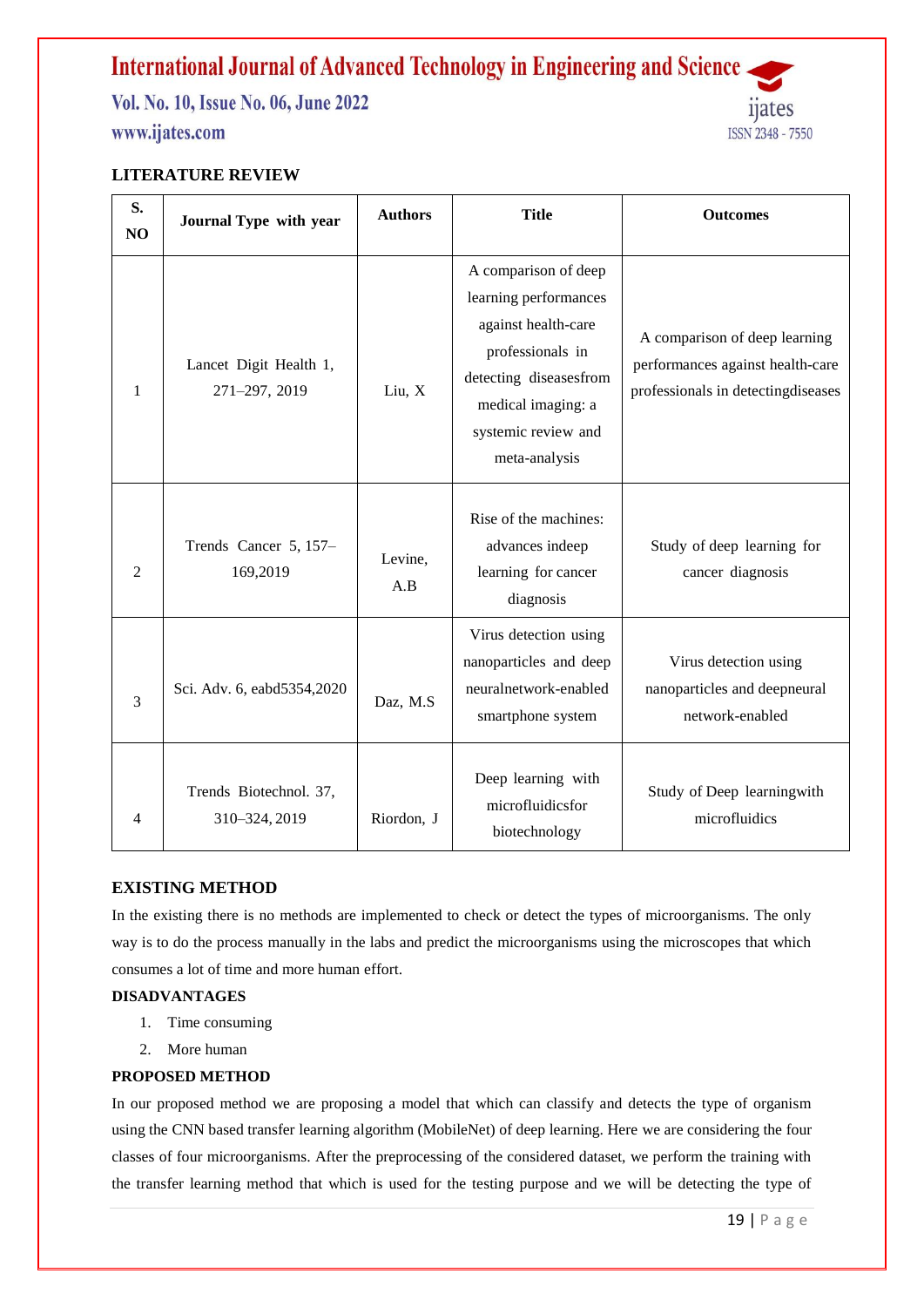## LITERATURE REVIEW

| S. NO | Journal Type with year | Authors | Title | Outcomes |
|---|---|---|---|---|
| 1 | Lancet Digit Health 1, 271–297, 2019 | Liu, X | A comparison of deep learning performances against health-care professionals in detecting diseasesfrom medical imaging: a systemic review and meta-analysis | A comparison of deep learning performances against health-care professionals in detectingdiseases |
| 2 | Trends Cancer 5, 157–169,2019 | Levine, A.B | Rise of the machines: advances indeep learning for cancer diagnosis | Study of deep learning for cancer diagnosis |
| 3 | Sci. Adv. 6, eabd5354,2020 | Daz, M.S | Virus detection using nanoparticles and deep neuralnetwork-enabled smartphone system | Virus detection using nanoparticles and deepneural network-enabled |
| 4 | Trends Biotechnol. 37, 310–324, 2019 | Riordon, J | Deep learning with microfluidicsfor biotechnology | Study of Deep learningwith microfluidics |

## EXISTING METHOD

In the existing there is no methods are implemented to check or detect the types of microorganisms. The only way is to do the process manually in the labs and predict the microorganisms using the microscopes that which consumes a lot of time and more human effort.

### DISADVANTAGES

1. Time consuming
2. More human

## PROPOSED METHOD

In our proposed method we are proposing a model that which can classify and detects the type of organism using the CNN based transfer learning algorithm (MobileNet) of deep learning. Here we are considering the four classes of four microorganisms. After the preprocessing of the considered dataset, we perform the training with the transfer learning method that which is used for the testing purpose and we will be detecting the type of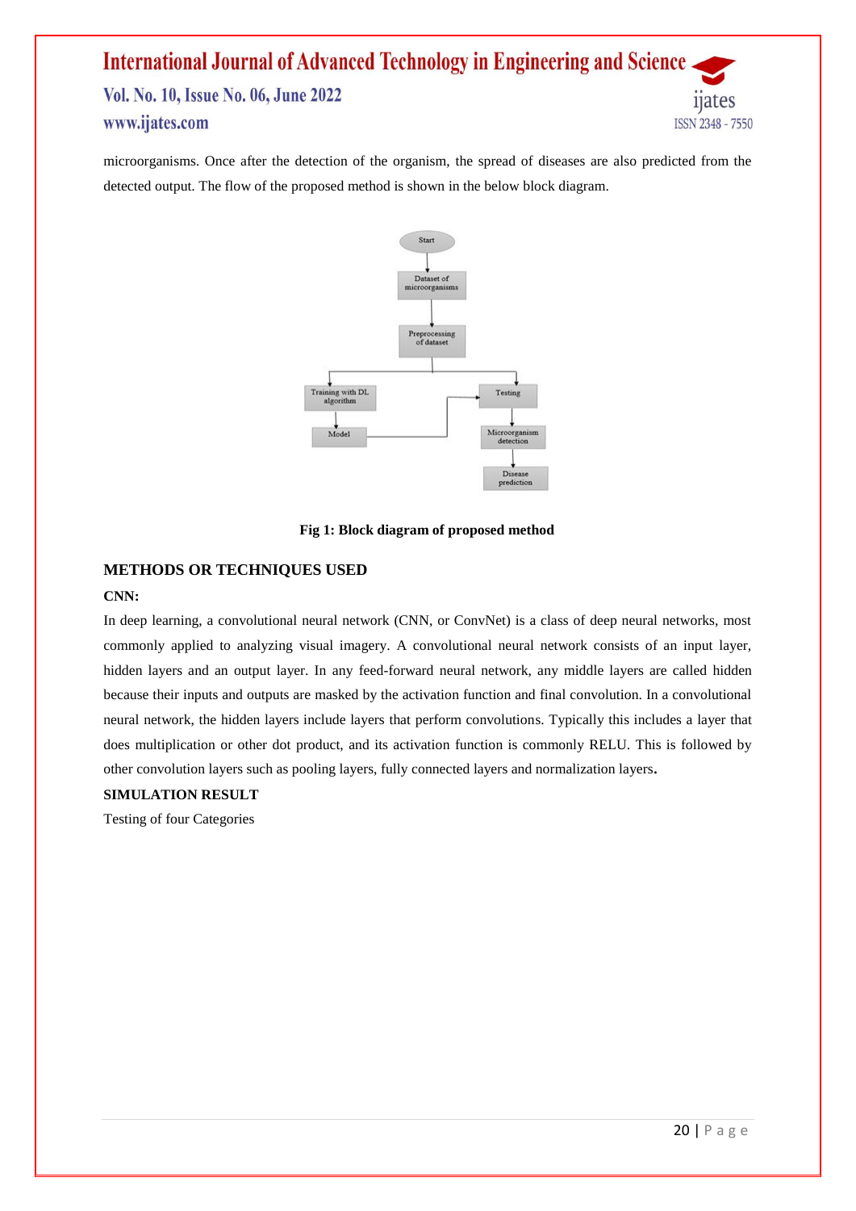microorganisms. Once after the detection of the organism, the spread of diseases are also predicted from the detected output. The flow of the proposed method is shown in the below block diagram.

**Fig 1: Block diagram of proposed method**

## METHODS OR TECHNIQUES USED

### CNN:

In deep learning, a convolutional neural network (CNN, or ConvNet) is a class of deep neural networks, most commonly applied to analyzing visual imagery. A convolutional neural network consists of an input layer, hidden layers and an output layer. In any feed-forward neural network, any middle layers are called hidden because their inputs and outputs are masked by the activation function and final convolution. In a convolutional neural network, the hidden layers include layers that perform convolutions. Typically this includes a layer that does multiplication or other dot product, and its activation function is commonly RELU. This is followed by other convolution layers such as pooling layers, fully connected layers and normalization layers.

## SIMULATION RESULT

Testing of four Categories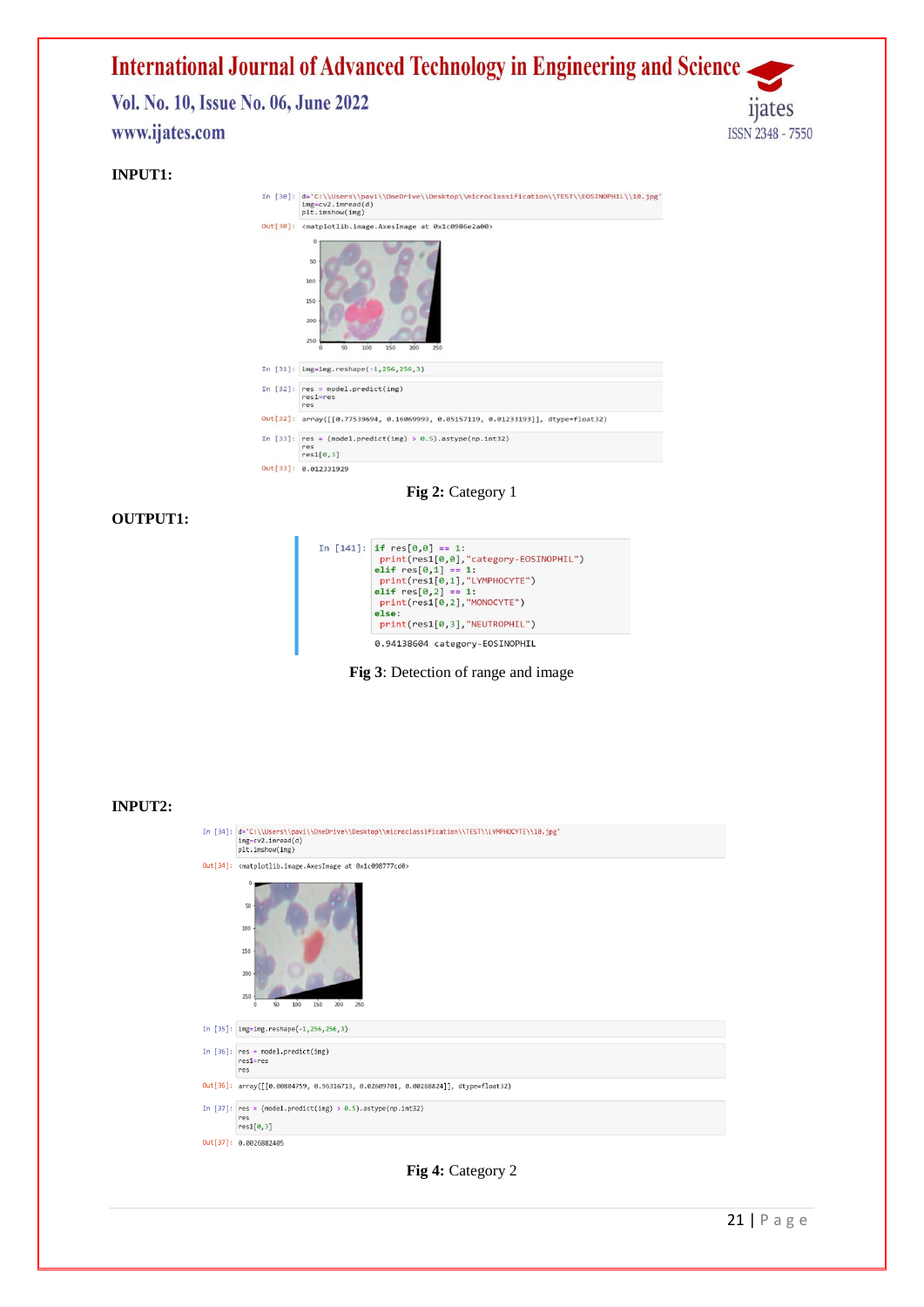**INPUT1:**

```
In [30]: d='C:\\Users\\pavi\\OneDrive\\Desktop\\microclassification\\TEST\\EOSINOPHIL\\10.jpg'
         img=cv2.imread(d)
         plt.imshow(img)

Out[30]: <matplotlib.image.AxesImage at 0x1c0986e2a00>
```

```
In [31]: img=img.reshape(-1,256,256,3)

In [32]: res = model.predict(img)
         res1=res
         res

Out[32]: array([[0.77539694, 0.16069993, 0.05157119, 0.01233193]], dtype=float32)

In [33]: res = (model.predict(img) > 0.5).astype(np.int32)
         res
         res1[0,3]

Out[33]: 0.012331929
```

**Fig 2:** Category 1

**OUTPUT1:**

```
In [141]: if res[0,0] == 1:
              print(res1[0,0],"category-EOSINOPHIL")
          elif res[0,1] == 1:
              print(res1[0,1],"LYMPHOCYTE")
          elif res[0,2] == 1:
              print(res1[0,2],"MONOCYTE")
          else:
              print(res1[0,3],"NEUTROPHIL")

          0.94138604 category-EOSINOPHIL
```

**Fig 3**: Detection of range and image

**INPUT2:**

```
In [34]: d='C:\\Users\\pavi\\OneDrive\\Desktop\\microclassification\\TEST\\LYMPHOCYTE\\10.jpg'
         img=cv2.imread(d)
         plt.imshow(img)

Out[34]: <matplotlib.image.AxesImage at 0x1c098777cd0>
```

```
In [35]: img=img.reshape(-1,256,256,3)

In [36]: res = model.predict(img)
         res1=res
         res

Out[36]: array([[0.00804759, 0.96316713, 0.02609701, 0.00268824]], dtype=float32)

In [37]: res = (model.predict(img) > 0.5).astype(np.int32)
         res
         res1[0,3]

Out[37]: 0.0026882405
```

**Fig 4:** Category 2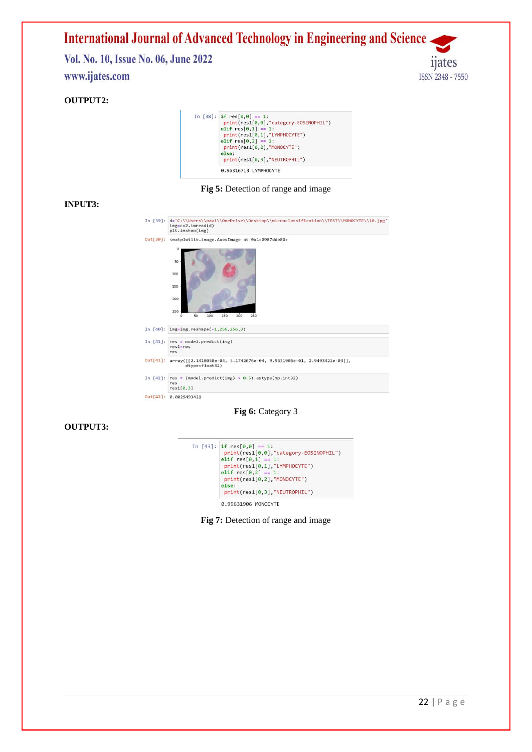**OUTPUT2:**

```
In [38]: if res[0,0] == 1:
          print(res1[0,0],"category-EOSINOPHIL")
         elif res[0,1] == 1:
          print(res1[0,1],"LYMPHOCYTE")
         elif res[0,2] == 1:
          print(res1[0,2],"MONOCYTE")
         else:
          print(res1[0,3],"NEUTROPHIL")

0.96316713 LYMPHOCYTE
```

**Fig 5:** Detection of range and image

**INPUT3:**

```
In [39]: d='C:\\Users\\pavi\\OneDrive\\Desktop\\microclassification\\TEST\\MONOCYTE\\10.jpg'
         img=cv2.imread(d)
         plt.imshow(img)

Out[39]: <matplotlib.image.AxesImage at 0x1c0987dde80>
```

```
In [40]: img=img.reshape(-1,256,256,3)

In [41]: res = model.predict(img)
         res1=res
         res

Out[41]: array([[2.1410050e-04, 5.1742676e-04, 9.9631906e-01, 2.9493421e-03]],
               dtype=float32)

In [42]: res = (model.predict(img) > 0.5).astype(np.int32)
         res
         res1[0,3]

Out[42]: 0.0029493421
```

**Fig 6:** Category 3

**OUTPUT3:**

```
In [43]: if res[0,0] == 1:
          print(res1[0,0],"category-EOSINOPHIL")
         elif res[0,1] == 1:
          print(res1[0,1],"LYMPHOCYTE")
         elif res[0,2] == 1:
          print(res1[0,2],"MONOCYTE")
         else:
          print(res1[0,3],"NEUTROPHIL")

0.99631906 MONOCYTE
```

**Fig 7:** Detection of range and image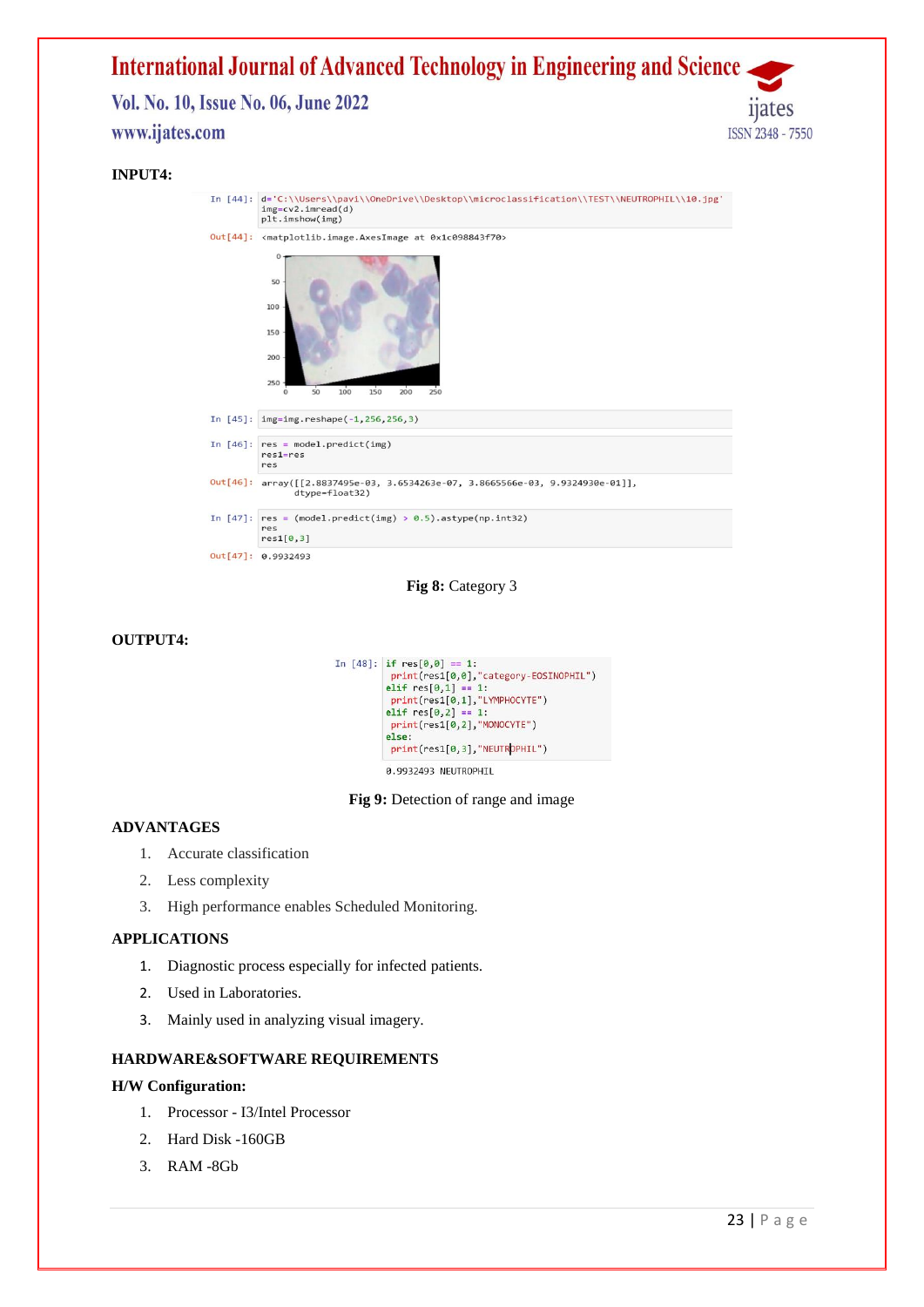**INPUT4:**

```
In [44]: d='C:\\Users\\pavi\\OneDrive\\Desktop\\microclassification\\TEST\\NEUTROPHIL\\10.jpg'
         img=cv2.imread(d)
         plt.imshow(img)

Out[44]: <matplotlib.image.AxesImage at 0x1c098843f70>
```

```
In [45]: img=img.reshape(-1,256,256,3)

In [46]: res = model.predict(img)
         res1=res
         res

Out[46]: array([[2.8837495e-03, 3.6534263e-07, 3.8665566e-03, 9.9324930e-01]],
               dtype=float32)

In [47]: res = (model.predict(img) > 0.5).astype(np.int32)
         res
         res1[0,3]

Out[47]: 0.9932493
```

**Fig 8:** Category 3

**OUTPUT4:**

```
In [48]: if res[0,0] == 1:
             print(res1[0,0],"category-EOSINOPHIL")
         elif res[0,1] == 1:
             print(res1[0,1],"LYMPHOCYTE")
         elif res[0,2] == 1:
             print(res1[0,2],"MONOCYTE")
         else:
             print(res1[0,3],"NEUTROPHIL")

         0.9932493 NEUTROPHIL
```

**Fig 9:** Detection of range and image

## ADVANTAGES

1. Accurate classification
2. Less complexity
3. High performance enables Scheduled Monitoring.

## APPLICATIONS

1. Diagnostic process especially for infected patients.
2. Used in Laboratories.
3. Mainly used in analyzing visual imagery.

## HARDWARE&SOFTWARE REQUIREMENTS

**H/W Configuration:**

1. Processor - I3/Intel Processor
2. Hard Disk -160GB
3. RAM -8Gb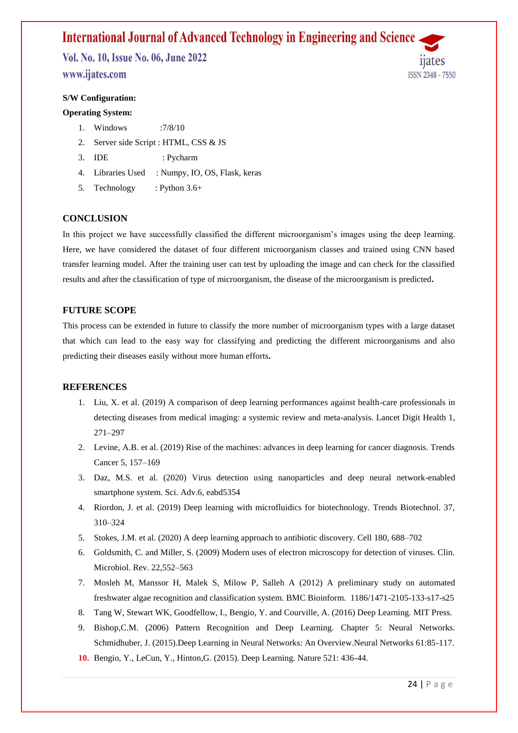**S/W Configuration:**

**Operating System:**

1. Windows :7/8/10
2. Server side Script : HTML, CSS & JS
3. IDE : Pycharm
4. Libraries Used : Numpy, IO, OS, Flask, keras
5. Technology : Python 3.6+

## CONCLUSION

In this project we have successfully classified the different microorganism's images using the deep learning. Here, we have considered the dataset of four different microorganism classes and trained using CNN based transfer learning model. After the training user can test by uploading the image and can check for the classified results and after the classification of type of microorganism, the disease of the microorganism is predicted.

## FUTURE SCOPE

This process can be extended in future to classify the more number of microorganism types with a large dataset that which can lead to the easy way for classifying and predicting the different microorganisms and also predicting their diseases easily without more human efforts.

## REFERENCES

1. Liu, X. et al. (2019) A comparison of deep learning performances against health-care professionals in detecting diseases from medical imaging: a systemic review and meta-analysis. Lancet Digit Health 1, 271–297
2. Levine, A.B. et al. (2019) Rise of the machines: advances in deep learning for cancer diagnosis. Trends Cancer 5, 157–169
3. Daz, M.S. et al. (2020) Virus detection using nanoparticles and deep neural network-enabled smartphone system. Sci. Adv.6, eabd5354
4. Riordon, J. et al. (2019) Deep learning with microfluidics for biotechnology. Trends Biotechnol. 37, 310–324
5. Stokes, J.M. et al. (2020) A deep learning approach to antibiotic discovery. Cell 180, 688–702
6. Goldsmith, C. and Miller, S. (2009) Modern uses of electron microscopy for detection of viruses. Clin. Microbiol. Rev. 22,552–563
7. Mosleh M, Manssor H, Malek S, Milow P, Salleh A (2012) A preliminary study on automated freshwater algae recognition and classification system. BMC Bioinform. 1186/1471-2105-133-s17-s25
8. Tang W, Stewart WK, Goodfellow, I., Bengio, Y. and Courville, A. (2016) Deep Learning. MIT Press.
9. Bishop,C.M. (2006) Pattern Recognition and Deep Learning. Chapter 5: Neural Networks. Schmidhuber, J. (2015).Deep Learning in Neural Networks: An Overview.Neural Networks 61:85-117.
10. Bengio, Y., LeCun, Y., Hinton,G. (2015). Deep Learning. Nature 521: 436-44.